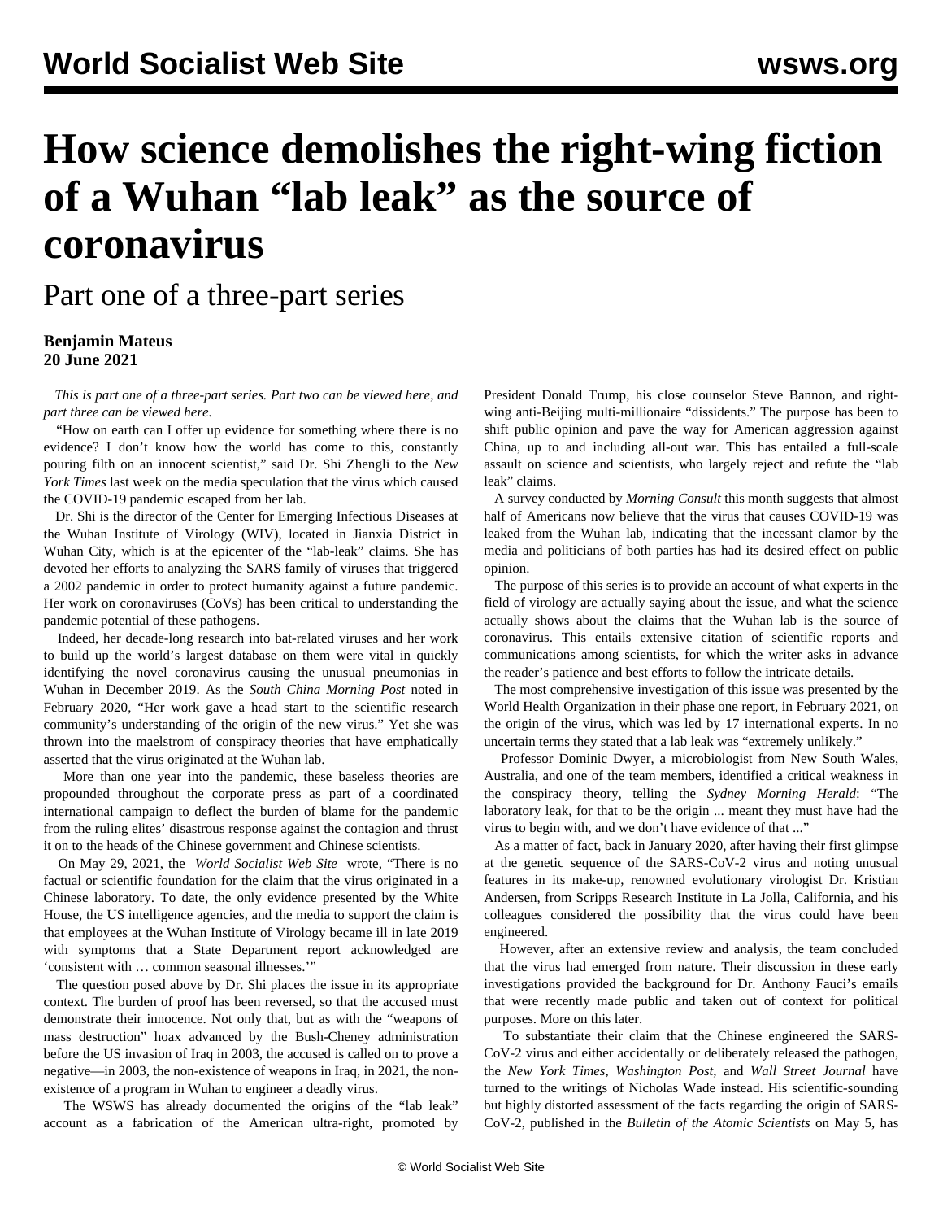# How science demolishes the right-wing fiction of a Wuhan "lab leak" as the source of coronavirus

## Part one of a three-part series

**Benjamin Mateus**
**20 June 2021**

*This is part one of a three-part series. Part two can be viewed here, and part three can be viewed here.*

"How on earth can I offer up evidence for something where there is no evidence? I don't know how the world has come to this, constantly pouring filth on an innocent scientist," said Dr. Shi Zhengli to the *New York Times* last week on the media speculation that the virus which caused the COVID-19 pandemic escaped from her lab.

Dr. Shi is the director of the Center for Emerging Infectious Diseases at the Wuhan Institute of Virology (WIV), located in Jianxia District in Wuhan City, which is at the epicenter of the "lab-leak" claims. She has devoted her efforts to analyzing the SARS family of viruses that triggered a 2002 pandemic in order to protect humanity against a future pandemic. Her work on coronaviruses (CoVs) has been critical to understanding the pandemic potential of these pathogens.

Indeed, her decade-long research into bat-related viruses and her work to build up the world's largest database on them were vital in quickly identifying the novel coronavirus causing the unusual pneumonias in Wuhan in December 2019. As the *South China Morning Post* noted in February 2020, "Her work gave a head start to the scientific research community's understanding of the origin of the new virus." Yet she was thrown into the maelstrom of conspiracy theories that have emphatically asserted that the virus originated at the Wuhan lab.

More than one year into the pandemic, these baseless theories are propounded throughout the corporate press as part of a coordinated international campaign to deflect the burden of blame for the pandemic from the ruling elites' disastrous response against the contagion and thrust it on to the heads of the Chinese government and Chinese scientists.

On May 29, 2021, the *World Socialist Web Site* wrote, "There is no factual or scientific foundation for the claim that the virus originated in a Chinese laboratory. To date, the only evidence presented by the White House, the US intelligence agencies, and the media to support the claim is that employees at the Wuhan Institute of Virology became ill in late 2019 with symptoms that a State Department report acknowledged are 'consistent with … common seasonal illnesses.'"

The question posed above by Dr. Shi places the issue in its appropriate context. The burden of proof has been reversed, so that the accused must demonstrate their innocence. Not only that, but as with the "weapons of mass destruction" hoax advanced by the Bush-Cheney administration before the US invasion of Iraq in 2003, the accused is called on to prove a negative—in 2003, the non-existence of weapons in Iraq, in 2021, the non-existence of a program in Wuhan to engineer a deadly virus.

The WSWS has already documented the origins of the "lab leak" account as a fabrication of the American ultra-right, promoted by President Donald Trump, his close counselor Steve Bannon, and right-wing anti-Beijing multi-millionaire "dissidents." The purpose has been to shift public opinion and pave the way for American aggression against China, up to and including all-out war. This has entailed a full-scale assault on science and scientists, who largely reject and refute the "lab leak" claims.

A survey conducted by *Morning Consult* this month suggests that almost half of Americans now believe that the virus that causes COVID-19 was leaked from the Wuhan lab, indicating that the incessant clamor by the media and politicians of both parties has had its desired effect on public opinion.

The purpose of this series is to provide an account of what experts in the field of virology are actually saying about the issue, and what the science actually shows about the claims that the Wuhan lab is the source of coronavirus. This entails extensive citation of scientific reports and communications among scientists, for which the writer asks in advance the reader's patience and best efforts to follow the intricate details.

The most comprehensive investigation of this issue was presented by the World Health Organization in their phase one report, in February 2021, on the origin of the virus, which was led by 17 international experts. In no uncertain terms they stated that a lab leak was "extremely unlikely."

Professor Dominic Dwyer, a microbiologist from New South Wales, Australia, and one of the team members, identified a critical weakness in the conspiracy theory, telling the *Sydney Morning Herald*: "The laboratory leak, for that to be the origin ... meant they must have had the virus to begin with, and we don't have evidence of that ..."

As a matter of fact, back in January 2020, after having their first glimpse at the genetic sequence of the SARS-CoV-2 virus and noting unusual features in its make-up, renowned evolutionary virologist Dr. Kristian Andersen, from Scripps Research Institute in La Jolla, California, and his colleagues considered the possibility that the virus could have been engineered.

However, after an extensive review and analysis, the team concluded that the virus had emerged from nature. Their discussion in these early investigations provided the background for Dr. Anthony Fauci's emails that were recently made public and taken out of context for political purposes. More on this later.

To substantiate their claim that the Chinese engineered the SARS-CoV-2 virus and either accidentally or deliberately released the pathogen, the *New York Times*, *Washington Post*, and *Wall Street Journal* have turned to the writings of Nicholas Wade instead. His scientific-sounding but highly distorted assessment of the facts regarding the origin of SARS-CoV-2, published in the *Bulletin of the Atomic Scientists* on May 5, has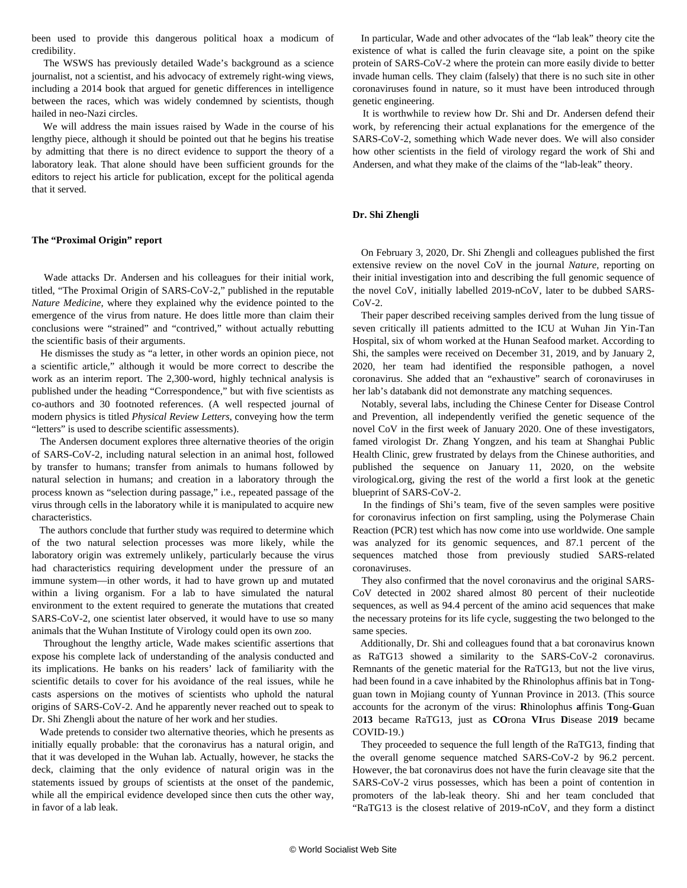been used to provide this dangerous political hoax a modicum of credibility.

The WSWS has previously detailed Wade's background as a science journalist, not a scientist, and his advocacy of extremely right-wing views, including a 2014 book that argued for genetic differences in intelligence between the races, which was widely condemned by scientists, though hailed in neo-Nazi circles.

We will address the main issues raised by Wade in the course of his lengthy piece, although it should be pointed out that he begins his treatise by admitting that there is no direct evidence to support the theory of a laboratory leak. That alone should have been sufficient grounds for the editors to reject his article for publication, except for the political agenda that it served.

**The "Proximal Origin" report**

Wade attacks Dr. Andersen and his colleagues for their initial work, titled, "The Proximal Origin of SARS-CoV-2," published in the reputable *Nature Medicine*, where they explained why the evidence pointed to the emergence of the virus from nature. He does little more than claim their conclusions were "strained" and "contrived," without actually rebutting the scientific basis of their arguments.

He dismisses the study as "a letter, in other words an opinion piece, not a scientific article," although it would be more correct to describe the work as an interim report. The 2,300-word, highly technical analysis is published under the heading "Correspondence," but with five scientists as co-authors and 30 footnoted references. (A well respected journal of modern physics is titled *Physical Review Letters*, conveying how the term "letters" is used to describe scientific assessments).

The Andersen document explores three alternative theories of the origin of SARS-CoV-2, including natural selection in an animal host, followed by transfer to humans; transfer from animals to humans followed by natural selection in humans; and creation in a laboratory through the process known as "selection during passage," i.e., repeated passage of the virus through cells in the laboratory while it is manipulated to acquire new characteristics.

The authors conclude that further study was required to determine which of the two natural selection processes was more likely, while the laboratory origin was extremely unlikely, particularly because the virus had characteristics requiring development under the pressure of an immune system—in other words, it had to have grown up and mutated within a living organism. For a lab to have simulated the natural environment to the extent required to generate the mutations that created SARS-CoV-2, one scientist later observed, it would have to use so many animals that the Wuhan Institute of Virology could open its own zoo.

Throughout the lengthy article, Wade makes scientific assertions that expose his complete lack of understanding of the analysis conducted and its implications. He banks on his readers' lack of familiarity with the scientific details to cover for his avoidance of the real issues, while he casts aspersions on the motives of scientists who uphold the natural origins of SARS-CoV-2. And he apparently never reached out to speak to Dr. Shi Zhengli about the nature of her work and her studies.

Wade pretends to consider two alternative theories, which he presents as initially equally probable: that the coronavirus has a natural origin, and that it was developed in the Wuhan lab. Actually, however, he stacks the deck, claiming that the only evidence of natural origin was in the statements issued by groups of scientists at the onset of the pandemic, while all the empirical evidence developed since then cuts the other way, in favor of a lab leak.

In particular, Wade and other advocates of the "lab leak" theory cite the existence of what is called the furin cleavage site, a point on the spike protein of SARS-CoV-2 where the protein can more easily divide to better invade human cells. They claim (falsely) that there is no such site in other coronaviruses found in nature, so it must have been introduced through genetic engineering.

It is worthwhile to review how Dr. Shi and Dr. Andersen defend their work, by referencing their actual explanations for the emergence of the SARS-CoV-2, something which Wade never does. We will also consider how other scientists in the field of virology regard the work of Shi and Andersen, and what they make of the claims of the "lab-leak" theory.

**Dr. Shi Zhengli**

On February 3, 2020, Dr. Shi Zhengli and colleagues published the first extensive review on the novel CoV in the journal *Nature*, reporting on their initial investigation into and describing the full genomic sequence of the novel CoV, initially labelled 2019-nCoV, later to be dubbed SARS-CoV-2.

Their paper described receiving samples derived from the lung tissue of seven critically ill patients admitted to the ICU at Wuhan Jin Yin-Tan Hospital, six of whom worked at the Hunan Seafood market. According to Shi, the samples were received on December 31, 2019, and by January 2, 2020, her team had identified the responsible pathogen, a novel coronavirus. She added that an "exhaustive" search of coronaviruses in her lab's databank did not demonstrate any matching sequences.

Notably, several labs, including the Chinese Center for Disease Control and Prevention, all independently verified the genetic sequence of the novel CoV in the first week of January 2020. One of these investigators, famed virologist Dr. Zhang Yongzen, and his team at Shanghai Public Health Clinic, grew frustrated by delays from the Chinese authorities, and published the sequence on January 11, 2020, on the website virological.org, giving the rest of the world a first look at the genetic blueprint of SARS-CoV-2.

In the findings of Shi's team, five of the seven samples were positive for coronavirus infection on first sampling, using the Polymerase Chain Reaction (PCR) test which has now come into use worldwide. One sample was analyzed for its genomic sequences, and 87.1 percent of the sequences matched those from previously studied SARS-related coronaviruses.

They also confirmed that the novel coronavirus and the original SARS-CoV detected in 2002 shared almost 80 percent of their nucleotide sequences, as well as 94.4 percent of the amino acid sequences that make the necessary proteins for its life cycle, suggesting the two belonged to the same species.

Additionally, Dr. Shi and colleagues found that a bat coronavirus known as RaTG13 showed a similarity to the SARS-CoV-2 coronavirus. Remnants of the genetic material for the RaTG13, but not the live virus, had been found in a cave inhabited by the Rhinolophus affinis bat in Tong-guan town in Mojiang county of Yunnan Province in 2013. (This source accounts for the acronym of the virus: **R**hinolophus **a**ffinis **T**ong-**G**uan 20**13** became RaTG13, just as **CO**rona **VI**rus **D**isease 20**19** became COVID-19.)

They proceeded to sequence the full length of the RaTG13, finding that the overall genome sequence matched SARS-CoV-2 by 96.2 percent. However, the bat coronavirus does not have the furin cleavage site that the SARS-CoV-2 virus possesses, which has been a point of contention in promoters of the lab-leak theory. Shi and her team concluded that "RaTG13 is the closest relative of 2019-nCoV, and they form a distinct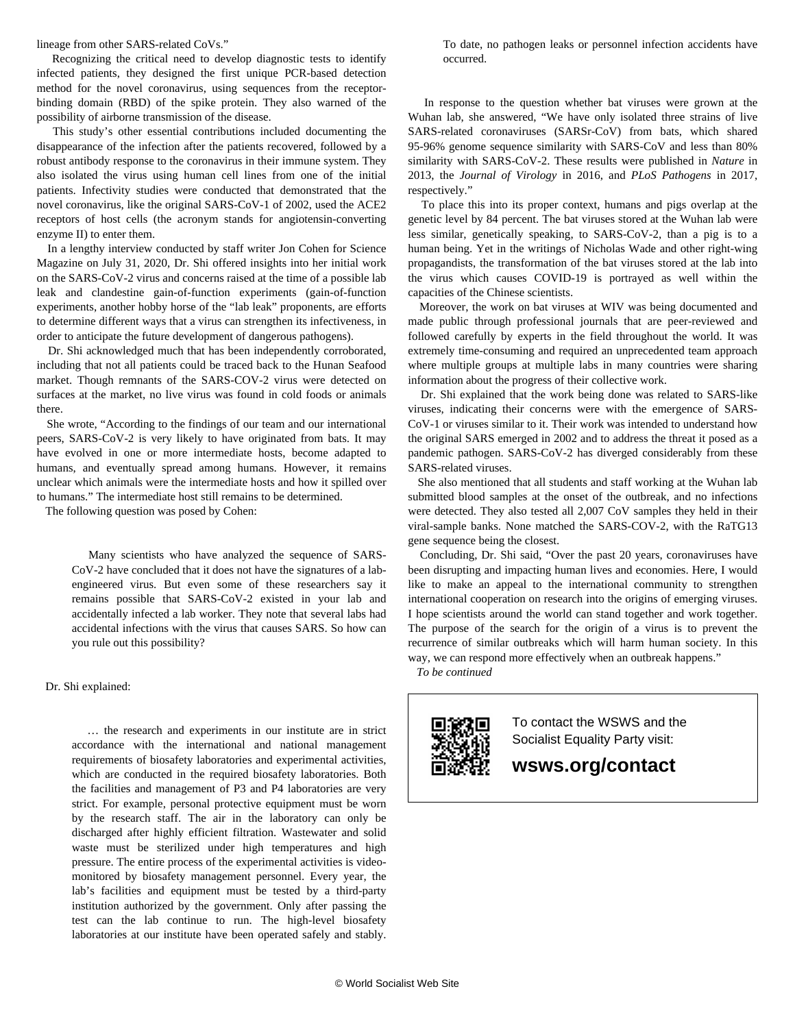lineage from other SARS-related CoVs."

Recognizing the critical need to develop diagnostic tests to identify infected patients, they designed the first unique PCR-based detection method for the novel coronavirus, using sequences from the receptor-binding domain (RBD) of the spike protein. They also warned of the possibility of airborne transmission of the disease.

This study's other essential contributions included documenting the disappearance of the infection after the patients recovered, followed by a robust antibody response to the coronavirus in their immune system. They also isolated the virus using human cell lines from one of the initial patients. Infectivity studies were conducted that demonstrated that the novel coronavirus, like the original SARS-CoV-1 of 2002, used the ACE2 receptors of host cells (the acronym stands for angiotensin-converting enzyme II) to enter them.

In a lengthy interview conducted by staff writer Jon Cohen for Science Magazine on July 31, 2020, Dr. Shi offered insights into her initial work on the SARS-CoV-2 virus and concerns raised at the time of a possible lab leak and clandestine gain-of-function experiments (gain-of-function experiments, another hobby horse of the "lab leak" proponents, are efforts to determine different ways that a virus can strengthen its infectiveness, in order to anticipate the future development of dangerous pathogens).

Dr. Shi acknowledged much that has been independently corroborated, including that not all patients could be traced back to the Hunan Seafood market. Though remnants of the SARS-COV-2 virus were detected on surfaces at the market, no live virus was found in cold foods or animals there.

She wrote, "According to the findings of our team and our international peers, SARS-CoV-2 is very likely to have originated from bats. It may have evolved in one or more intermediate hosts, become adapted to humans, and eventually spread among humans. However, it remains unclear which animals were the intermediate hosts and how it spilled over to humans." The intermediate host still remains to be determined.

The following question was posed by Cohen:

> Many scientists who have analyzed the sequence of SARS-CoV-2 have concluded that it does not have the signatures of a lab-engineered virus. But even some of these researchers say it remains possible that SARS-CoV-2 existed in your lab and accidentally infected a lab worker. They note that several labs had accidental infections with the virus that causes SARS. So how can you rule out this possibility?

Dr. Shi explained:

> … the research and experiments in our institute are in strict accordance with the international and national management requirements of biosafety laboratories and experimental activities, which are conducted in the required biosafety laboratories. Both the facilities and management of P3 and P4 laboratories are very strict. For example, personal protective equipment must be worn by the research staff. The air in the laboratory can only be discharged after highly efficient filtration. Wastewater and solid waste must be sterilized under high temperatures and high pressure. The entire process of the experimental activities is video-monitored by biosafety management personnel. Every year, the lab's facilities and equipment must be tested by a third-party institution authorized by the government. Only after passing the test can the lab continue to run. The high-level biosafety laboratories at our institute have been operated safely and stably. To date, no pathogen leaks or personnel infection accidents have occurred.

In response to the question whether bat viruses were grown at the Wuhan lab, she answered, "We have only isolated three strains of live SARS-related coronaviruses (SARSr-CoV) from bats, which shared 95-96% genome sequence similarity with SARS-CoV and less than 80% similarity with SARS-CoV-2. These results were published in *Nature* in 2013, the *Journal of Virology* in 2016, and *PLoS Pathogens* in 2017, respectively."

To place this into its proper context, humans and pigs overlap at the genetic level by 84 percent. The bat viruses stored at the Wuhan lab were less similar, genetically speaking, to SARS-CoV-2, than a pig is to a human being. Yet in the writings of Nicholas Wade and other right-wing propagandists, the transformation of the bat viruses stored at the lab into the virus which causes COVID-19 is portrayed as well within the capacities of the Chinese scientists.

Moreover, the work on bat viruses at WIV was being documented and made public through professional journals that are peer-reviewed and followed carefully by experts in the field throughout the world. It was extremely time-consuming and required an unprecedented team approach where multiple groups at multiple labs in many countries were sharing information about the progress of their collective work.

Dr. Shi explained that the work being done was related to SARS-like viruses, indicating their concerns were with the emergence of SARS-CoV-1 or viruses similar to it. Their work was intended to understand how the original SARS emerged in 2002 and to address the threat it posed as a pandemic pathogen. SARS-CoV-2 has diverged considerably from these SARS-related viruses.

She also mentioned that all students and staff working at the Wuhan lab submitted blood samples at the onset of the outbreak, and no infections were detected. They also tested all 2,007 CoV samples they held in their viral-sample banks. None matched the SARS-COV-2, with the RaTG13 gene sequence being the closest.

Concluding, Dr. Shi said, "Over the past 20 years, coronaviruses have been disrupting and impacting human lives and economies. Here, I would like to make an appeal to the international community to strengthen international cooperation on research into the origins of emerging viruses. I hope scientists around the world can stand together and work together. The purpose of the search for the origin of a virus is to prevent the recurrence of similar outbreaks which will harm human society. In this way, we can respond more effectively when an outbreak happens."

*To be continued*

To contact the WSWS and the Socialist Equality Party visit:

**wsws.org/contact**